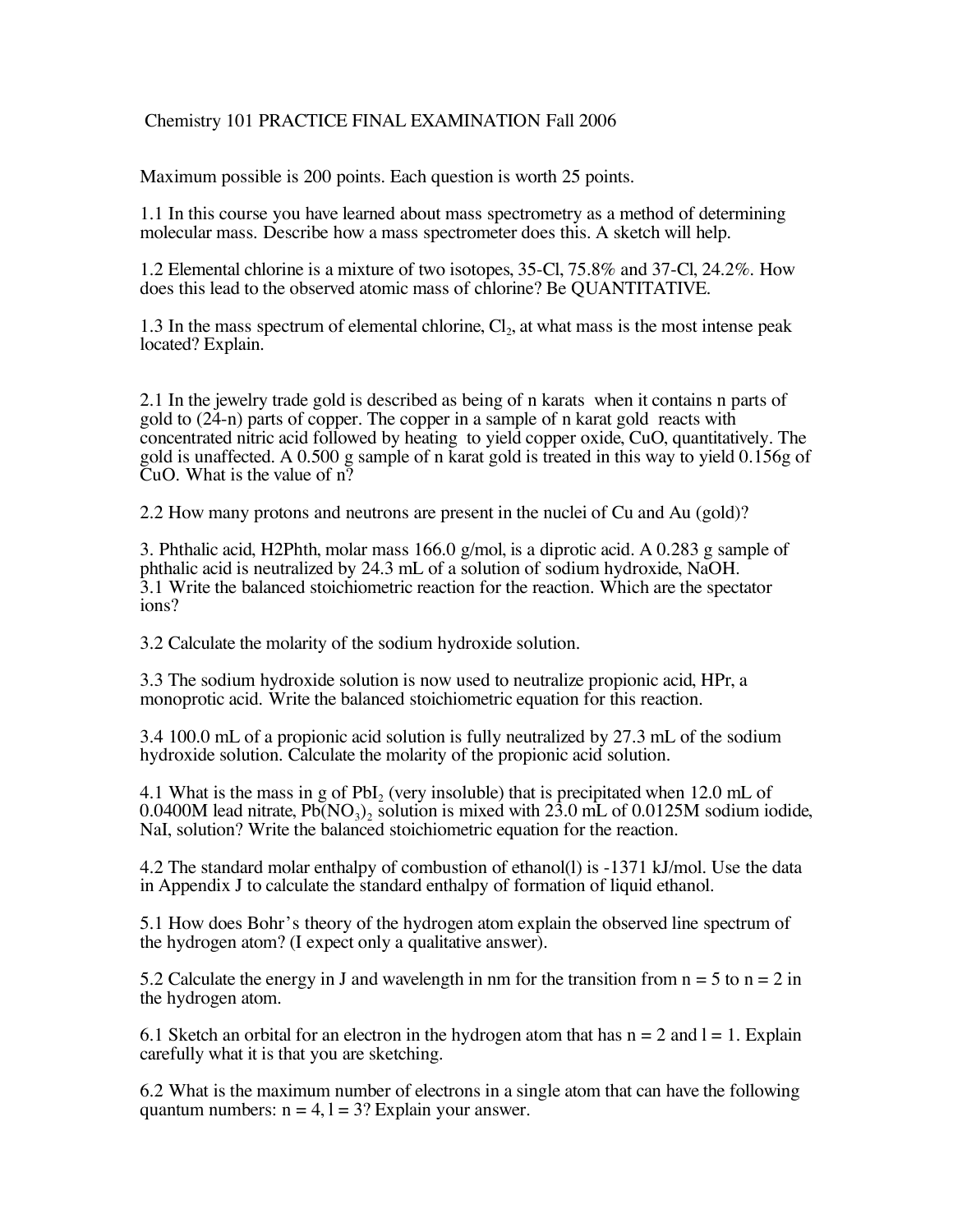# Chemistry 101 PRACTICE FINAL EXAMINATION Fall 2006

Maximum possible is 200 points. Each question is worth 25 points.

1.1 In this course you have learned about mass spectrometry as a method of determining molecular mass. Describe how a mass spectrometer does this. A sketch will help.

1.2 Elemental chlorine is a mixture of two isotopes, 35-Cl, 75.8% and 37-Cl, 24.2%. How does this lead to the observed atomic mass of chlorine? Be QUANTITATIVE.

1.3 In the mass spectrum of elemental chlorine, $Cl_2$, at what mass is the most intense peak located? Explain.

2.1 In the jewelry trade gold is described as being of n karats when it contains n parts of gold to (24-n) parts of copper. The copper in a sample of n karat gold reacts with concentrated nitric acid followed by heating to yield copper oxide, CuO, quantitatively. The gold is unaffected. A 0.500 g sample of n karat gold is treated in this way to yield 0.156g of CuO. What is the value of n?

2.2 How many protons and neutrons are present in the nuclei of Cu and Au (gold)?

3. Phthalic acid, H2Phth, molar mass 166.0 g/mol, is a diprotic acid. A 0.283 g sample of phthalic acid is neutralized by 24.3 mL of a solution of sodium hydroxide, NaOH.
3.1 Write the balanced stoichiometric reaction for the reaction. Which are the spectator ions?

3.2 Calculate the molarity of the sodium hydroxide solution.

3.3 The sodium hydroxide solution is now used to neutralize propionic acid, HPr, a monoprotic acid. Write the balanced stoichiometric equation for this reaction.

3.4 100.0 mL of a propionic acid solution is fully neutralized by 27.3 mL of the sodium hydroxide solution. Calculate the molarity of the propionic acid solution.

4.1 What is the mass in g of $PbI_2$ (very insoluble) that is precipitated when 12.0 mL of 0.0400M lead nitrate, $Pb(NO_3)_2$ solution is mixed with 23.0 mL of 0.0125M sodium iodide, NaI, solution? Write the balanced stoichiometric equation for the reaction.

4.2 The standard molar enthalpy of combustion of ethanol(l) is -1371 kJ/mol. Use the data in Appendix J to calculate the standard enthalpy of formation of liquid ethanol.

5.1 How does Bohr's theory of the hydrogen atom explain the observed line spectrum of the hydrogen atom? (I expect only a qualitative answer).

5.2 Calculate the energy in J and wavelength in nm for the transition from n = 5 to n = 2 in the hydrogen atom.

6.1 Sketch an orbital for an electron in the hydrogen atom that has n = 2 and l = 1. Explain carefully what it is that you are sketching.

6.2 What is the maximum number of electrons in a single atom that can have the following quantum numbers: n = 4, l = 3? Explain your answer.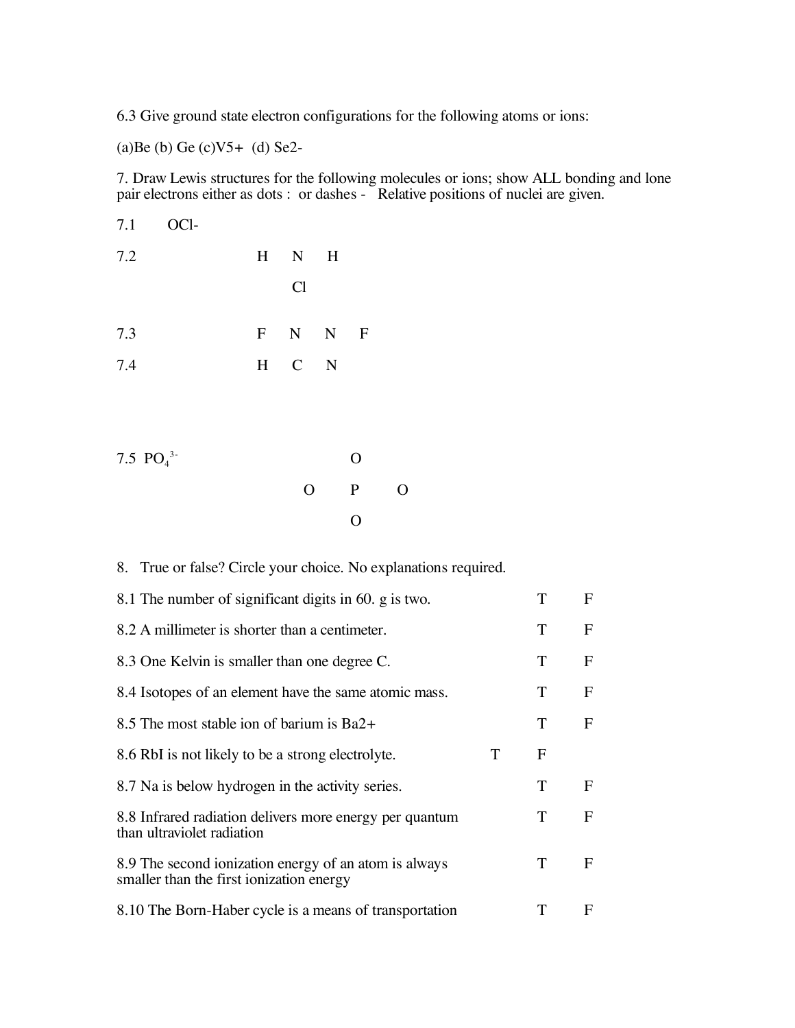6.3 Give ground state electron configurations for the following atoms or ions:

(a)Be (b) Ge (c)$V^{5+}$ (d) $Se^{2-}$

7. Draw Lewis structures for the following molecules or ions; show ALL bonding and lone pair electrons either as dots : or dashes - Relative positions of nuclei are given.

7.1 $OCl^-$

7.2

```
H   N   H
    Cl
```

7.3

```
F   N   N   F
```

7.4

```
H   C   N
```

7.5 $PO_4^{3-}$

```
        O
   O    P    O
        O
```

8. True or false? Circle your choice. No explanations required.

| | | |
|---|---|---|
| 8.1 The number of significant digits in 60. g is two. | T | F |
| 8.2 A millimeter is shorter than a centimeter. | T | F |
| 8.3 One Kelvin is smaller than one degree C. | T | F |
| 8.4 Isotopes of an element have the same atomic mass. | T | F |
| 8.5 The most stable ion of barium is $Ba^{2+}$ | T | F |
| 8.6 RbI is not likely to be a strong electrolyte. | T | F |
| 8.7 Na is below hydrogen in the activity series. | T | F |
| 8.8 Infrared radiation delivers more energy per quantum than ultraviolet radiation | T | F |
| 8.9 The second ionization energy of an atom is always smaller than the first ionization energy | T | F |
| 8.10 The Born-Haber cycle is a means of transportation | T | F |